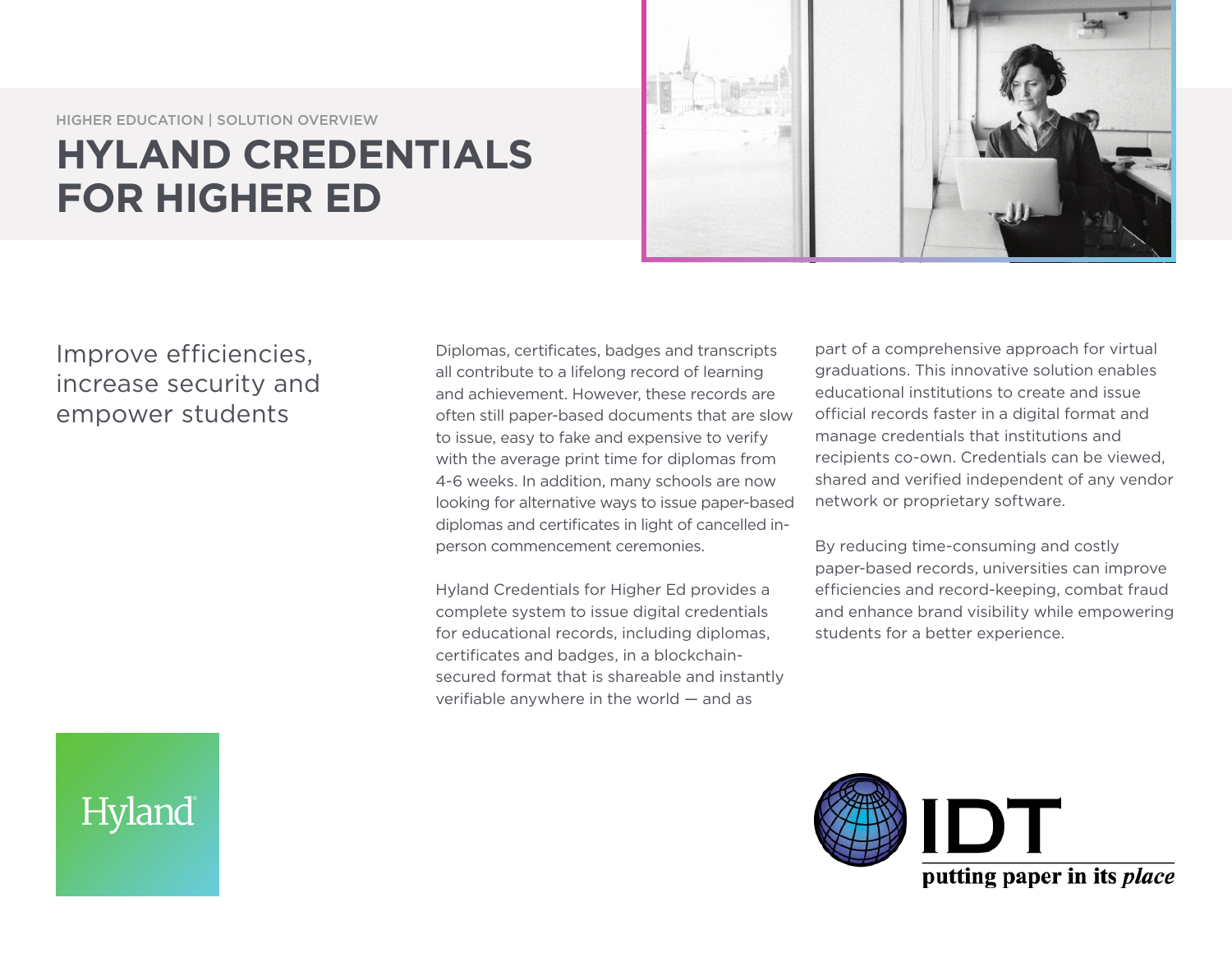HIGHER EDUCATION | SOLUTION OVERVIEW

# HYLAND CREDENTIALS FOR HIGHER ED

## Improve efficiencies, increase security and empower students

Diplomas, certificates, badges and transcripts all contribute to a lifelong record of learning and achievement. However, these records are often still paper-based documents that are slow to issue, easy to fake and expensive to verify with the average print time for diplomas from 4-6 weeks. In addition, many schools are now looking for alternative ways to issue paper-based diplomas and certificates in light of cancelled in-person commencement ceremonies.

Hyland Credentials for Higher Ed provides a complete system to issue digital credentials for educational records, including diplomas, certificates and badges, in a blockchain-secured format that is shareable and instantly verifiable anywhere in the world — and as part of a comprehensive approach for virtual graduations. This innovative solution enables educational institutions to create and issue official records faster in a digital format and manage credentials that institutions and recipients co-own. Credentials can be viewed, shared and verified independent of any vendor network or proprietary software.

By reducing time-consuming and costly paper-based records, universities can improve efficiencies and record-keeping, combat fraud and enhance brand visibility while empowering students for a better experience.

Hyland

IDT
putting paper in its *place*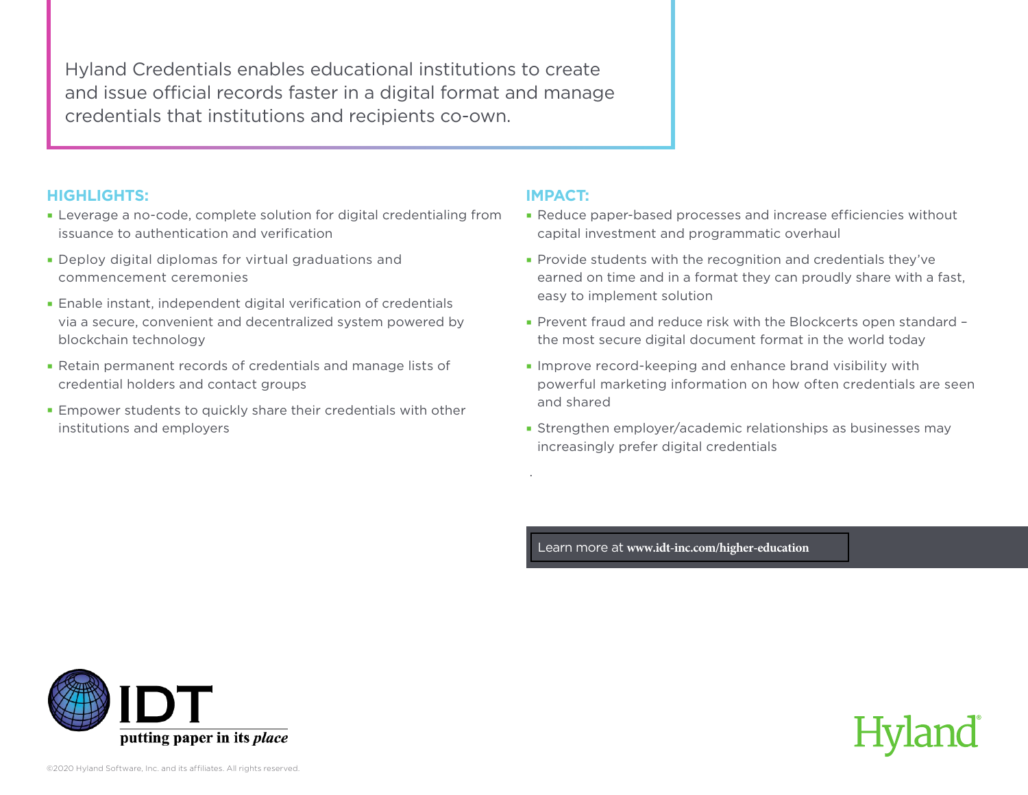Hyland Credentials enables educational institutions to create and issue official records faster in a digital format and manage credentials that institutions and recipients co-own.

## HIGHLIGHTS:

- Leverage a no-code, complete solution for digital credentialing from issuance to authentication and verification
- Deploy digital diplomas for virtual graduations and commencement ceremonies
- Enable instant, independent digital verification of credentials via a secure, convenient and decentralized system powered by blockchain technology
- Retain permanent records of credentials and manage lists of credential holders and contact groups
- Empower students to quickly share their credentials with other institutions and employers

## IMPACT:

- Reduce paper-based processes and increase efficiencies without capital investment and programmatic overhaul
- Provide students with the recognition and credentials they've earned on time and in a format they can proudly share with a fast, easy to implement solution
- Prevent fraud and reduce risk with the Blockcerts open standard – the most secure digital document format in the world today
- Improve record-keeping and enhance brand visibility with powerful marketing information on how often credentials are seen and shared
- Strengthen employer/academic relationships as businesses may increasingly prefer digital credentials

Learn more at **www.idt-inc.com/higher-education**

IDT
putting paper in its *place*

Hyland

©2020 Hyland Software, Inc. and its affiliates. All rights reserved.